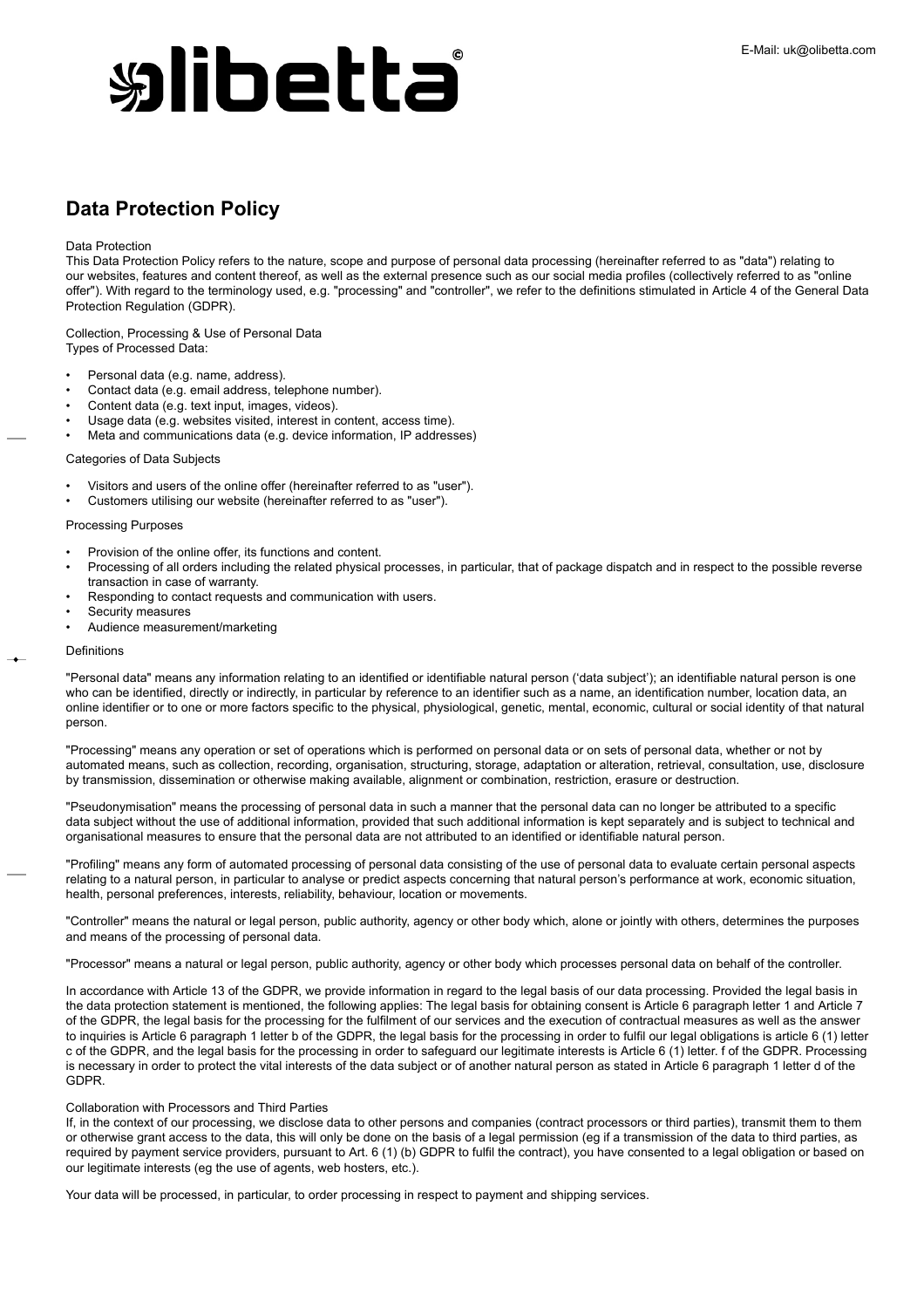E-Mail: uk@olibetta.com

# Data Protection Policy

Data Protection
This Data Protection Policy refers to the nature, scope and purpose of personal data processing (hereinafter referred to as "data") relating to our websites, features and content thereof, as well as the external presence such as our social media profiles (collectively referred to as "online offer"). With regard to the terminology used, e.g. "processing" and "controller", we refer to the definitions stimulated in Article 4 of the General Data Protection Regulation (GDPR).

Collection, Processing & Use of Personal Data
Types of Processed Data:

- Personal data (e.g. name, address).
- Contact data (e.g. email address, telephone number).
- Content data (e.g. text input, images, videos).
- Usage data (e.g. websites visited, interest in content, access time).
- Meta and communications data (e.g. device information, IP addresses)

Categories of Data Subjects

- Visitors and users of the online offer (hereinafter referred to as "user").
- Customers utilising our website (hereinafter referred to as "user").

Processing Purposes

- Provision of the online offer, its functions and content.
- Processing of all orders including the related physical processes, in particular, that of package dispatch and in respect to the possible reverse transaction in case of warranty.
- Responding to contact requests and communication with users.
- Security measures
- Audience measurement/marketing

Definitions

"Personal data" means any information relating to an identified or identifiable natural person ('data subject'); an identifiable natural person is one who can be identified, directly or indirectly, in particular by reference to an identifier such as a name, an identification number, location data, an online identifier or to one or more factors specific to the physical, physiological, genetic, mental, economic, cultural or social identity of that natural person.

"Processing" means any operation or set of operations which is performed on personal data or on sets of personal data, whether or not by automated means, such as collection, recording, organisation, structuring, storage, adaptation or alteration, retrieval, consultation, use, disclosure by transmission, dissemination or otherwise making available, alignment or combination, restriction, erasure or destruction.

"Pseudonymisation" means the processing of personal data in such a manner that the personal data can no longer be attributed to a specific data subject without the use of additional information, provided that such additional information is kept separately and is subject to technical and organisational measures to ensure that the personal data are not attributed to an identified or identifiable natural person.

"Profiling" means any form of automated processing of personal data consisting of the use of personal data to evaluate certain personal aspects relating to a natural person, in particular to analyse or predict aspects concerning that natural person's performance at work, economic situation, health, personal preferences, interests, reliability, behaviour, location or movements.

"Controller" means the natural or legal person, public authority, agency or other body which, alone or jointly with others, determines the purposes and means of the processing of personal data.

"Processor" means a natural or legal person, public authority, agency or other body which processes personal data on behalf of the controller.

In accordance with Article 13 of the GDPR, we provide information in regard to the legal basis of our data processing. Provided the legal basis in the data protection statement is mentioned, the following applies: The legal basis for obtaining consent is Article 6 paragraph letter 1 and Article 7 of the GDPR, the legal basis for the processing for the fulfilment of our services and the execution of contractual measures as well as the answer to inquiries is Article 6 paragraph 1 letter b of the GDPR, the legal basis for the processing in order to fulfil our legal obligations is article 6 (1) letter c of the GDPR, and the legal basis for the processing in order to safeguard our legitimate interests is Article 6 (1) letter. f of the GDPR. Processing is necessary in order to protect the vital interests of the data subject or of another natural person as stated in Article 6 paragraph 1 letter d of the GDPR.

Collaboration with Processors and Third Parties
If, in the context of our processing, we disclose data to other persons and companies (contract processors or third parties), transmit them to them or otherwise grant access to the data, this will only be done on the basis of a legal permission (eg if a transmission of the data to third parties, as required by payment service providers, pursuant to Art. 6 (1) (b) GDPR to fulfil the contract), you have consented to a legal obligation or based on our legitimate interests (eg the use of agents, web hosters, etc.).

Your data will be processed, in particular, to order processing in respect to payment and shipping services.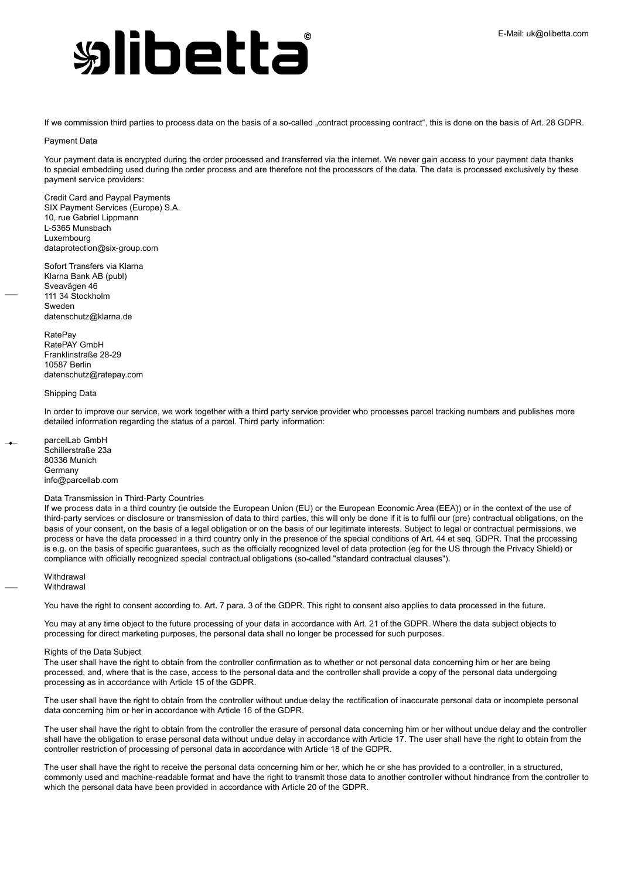If we commission third parties to process data on the basis of a so-called „contract processing contract", this is done on the basis of Art. 28 GDPR.

Payment Data

Your payment data is encrypted during the order processed and transferred via the internet. We never gain access to your payment data thanks to special embedding used during the order process and are therefore not the processors of the data. The data is processed exclusively by these payment service providers:

Credit Card and Paypal Payments
SIX Payment Services (Europe) S.A.
10, rue Gabriel Lippmann
L-5365 Munsbach
Luxembourg
dataprotection@six-group.com

Sofort Transfers via Klarna
Klarna Bank AB (publ)
Sveavägen 46
111 34 Stockholm
Sweden
datenschutz@klarna.de

RatePay
RatePAY GmbH
Franklinstraße 28-29
10587 Berlin
datenschutz@ratepay.com

Shipping Data

In order to improve our service, we work together with a third party service provider who processes parcel tracking numbers and publishes more detailed information regarding the status of a parcel. Third party information:

parcelLab GmbH
Schillerstraße 23a
80336 Munich
Germany
info@parcellab.com

Data Transmission in Third-Party Countries
If we process data in a third country (ie outside the European Union (EU) or the European Economic Area (EEA)) or in the context of the use of third-party services or disclosure or transmission of data to third parties, this will only be done if it is to fulfil our (pre) contractual obligations, on the basis of your consent, on the basis of a legal obligation or on the basis of our legitimate interests. Subject to legal or contractual permissions, we process or have the data processed in a third country only in the presence of the special conditions of Art. 44 et seq. GDPR. That the processing is e.g. on the basis of specific guarantees, such as the officially recognized level of data protection (eg for the US through the Privacy Shield) or compliance with officially recognized special contractual obligations (so-called "standard contractual clauses").

Withdrawal
Withdrawal

You have the right to consent according to. Art. 7 para. 3 of the GDPR. This right to consent also applies to data processed in the future.

You may at any time object to the future processing of your data in accordance with Art. 21 of the GDPR. Where the data subject objects to processing for direct marketing purposes, the personal data shall no longer be processed for such purposes.

Rights of the Data Subject
The user shall have the right to obtain from the controller confirmation as to whether or not personal data concerning him or her are being processed, and, where that is the case, access to the personal data and the controller shall provide a copy of the personal data undergoing processing as in accordance with Article 15 of the GDPR.

The user shall have the right to obtain from the controller without undue delay the rectification of inaccurate personal data or incomplete personal data concerning him or her in accordance with Article 16 of the GDPR.

The user shall have the right to obtain from the controller the erasure of personal data concerning him or her without undue delay and the controller shall have the obligation to erase personal data without undue delay in accordance with Article 17. The user shall have the right to obtain from the controller restriction of processing of personal data in accordance with Article 18 of the GDPR.

The user shall have the right to receive the personal data concerning him or her, which he or she has provided to a controller, in a structured, commonly used and machine-readable format and have the right to transmit those data to another controller without hindrance from the controller to which the personal data have been provided in accordance with Article 20 of the GDPR.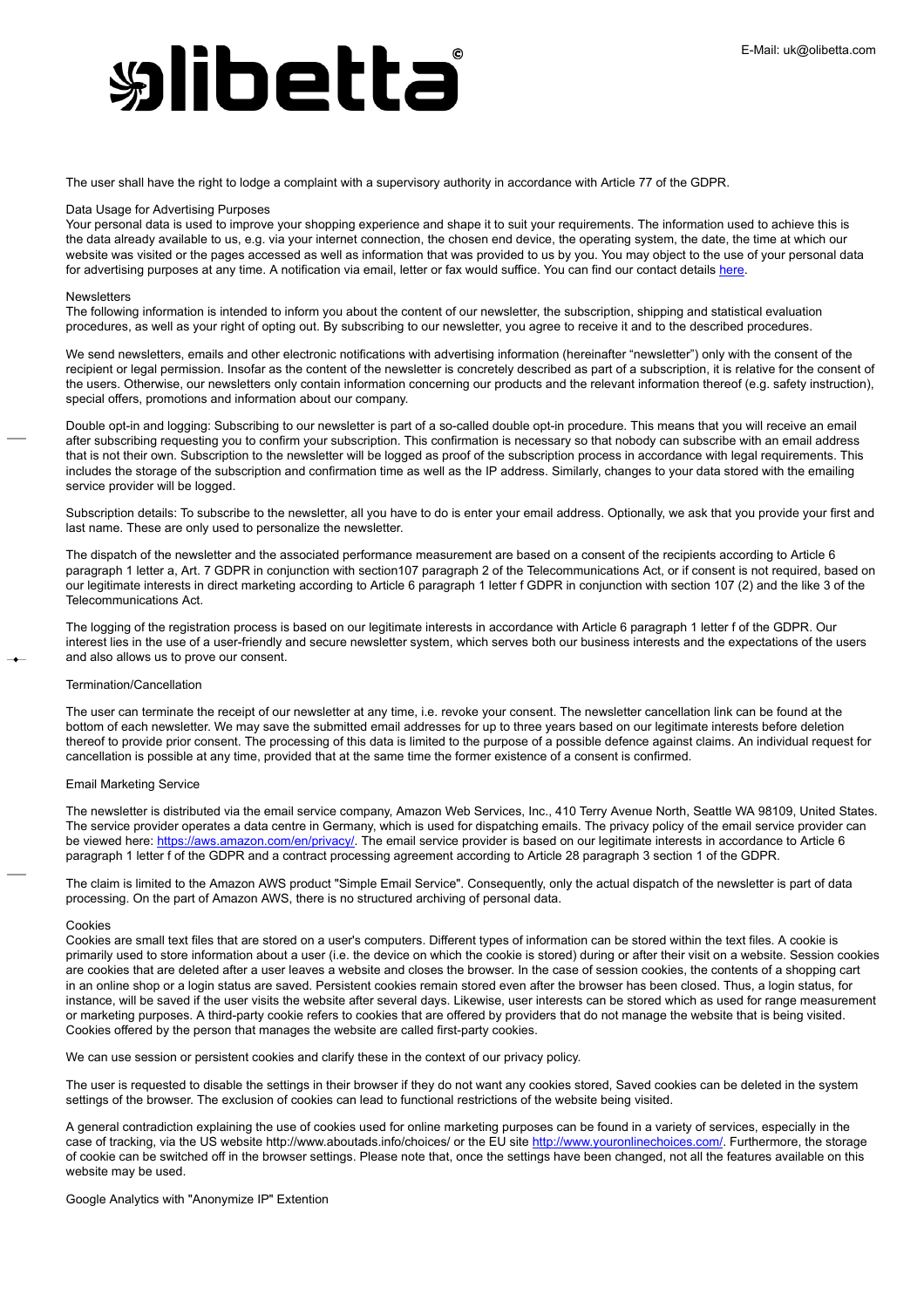The user shall have the right to lodge a complaint with a supervisory authority in accordance with Article 77 of the GDPR.

## Data Usage for Advertising Purposes

Your personal data is used to improve your shopping experience and shape it to suit your requirements. The information used to achieve this is the data already available to us, e.g. via your internet connection, the chosen end device, the operating system, the date, the time at which our website was visited or the pages accessed as well as information that was provided to us by you. You may object to the use of your personal data for advertising purposes at any time. A notification via email, letter or fax would suffice. You can find our contact details [here](#).

## Newsletters

The following information is intended to inform you about the content of our newsletter, the subscription, shipping and statistical evaluation procedures, as well as your right of opting out. By subscribing to our newsletter, you agree to receive it and to the described procedures.

We send newsletters, emails and other electronic notifications with advertising information (hereinafter "newsletter") only with the consent of the recipient or legal permission. Insofar as the content of the newsletter is concretely described as part of a subscription, it is relative for the consent of the users. Otherwise, our newsletters only contain information concerning our products and the relevant information thereof (e.g. safety instruction), special offers, promotions and information about our company.

Double opt-in and logging: Subscribing to our newsletter is part of a so-called double opt-in procedure. This means that you will receive an email after subscribing requesting you to confirm your subscription. This confirmation is necessary so that nobody can subscribe with an email address that is not their own. Subscription to the newsletter will be logged as proof of the subscription process in accordance with legal requirements. This includes the storage of the subscription and confirmation time as well as the IP address. Similarly, changes to your data stored with the emailing service provider will be logged.

Subscription details: To subscribe to the newsletter, all you have to do is enter your email address. Optionally, we ask that you provide your first and last name. These are only used to personalize the newsletter.

The dispatch of the newsletter and the associated performance measurement are based on a consent of the recipients according to Article 6 paragraph 1 letter a, Art. 7 GDPR in conjunction with section107 paragraph 2 of the Telecommunications Act, or if consent is not required, based on our legitimate interests in direct marketing according to Article 6 paragraph 1 letter f GDPR in conjunction with section 107 (2) and the like 3 of the Telecommunications Act.

The logging of the registration process is based on our legitimate interests in accordance with Article 6 paragraph 1 letter f of the GDPR. Our interest lies in the use of a user-friendly and secure newsletter system, which serves both our business interests and the expectations of the users and also allows us to prove our consent.

## Termination/Cancellation

The user can terminate the receipt of our newsletter at any time, i.e. revoke your consent. The newsletter cancellation link can be found at the bottom of each newsletter. We may save the submitted email addresses for up to three years based on our legitimate interests before deletion thereof to provide prior consent. The processing of this data is limited to the purpose of a possible defence against claims. An individual request for cancellation is possible at any time, provided that at the same time the former existence of a consent is confirmed.

## Email Marketing Service

The newsletter is distributed via the email service company, Amazon Web Services, Inc., 410 Terry Avenue North, Seattle WA 98109, United States. The service provider operates a data centre in Germany, which is used for dispatching emails. The privacy policy of the email service provider can be viewed here: [https://aws.amazon.com/en/privacy/](https://aws.amazon.com/en/privacy/). The email service provider is based on our legitimate interests in accordance to Article 6 paragraph 1 letter f of the GDPR and a contract processing agreement according to Article 28 paragraph 3 section 1 of the GDPR.

The claim is limited to the Amazon AWS product "Simple Email Service". Consequently, only the actual dispatch of the newsletter is part of data processing. On the part of Amazon AWS, there is no structured archiving of personal data.

## Cookies

Cookies are small text files that are stored on a user's computers. Different types of information can be stored within the text files. A cookie is primarily used to store information about a user (i.e. the device on which the cookie is stored) during or after their visit on a website. Session cookies are cookies that are deleted after a user leaves a website and closes the browser. In the case of session cookies, the contents of a shopping cart in an online shop or a login status are saved. Persistent cookies remain stored even after the browser has been closed. Thus, a login status, for instance, will be saved if the user visits the website after several days. Likewise, user interests can be stored which as used for range measurement or marketing purposes. A third-party cookie refers to cookies that are offered by providers that do not manage the website that is being visited. Cookies offered by the person that manages the website are called first-party cookies.

We can use session or persistent cookies and clarify these in the context of our privacy policy.

The user is requested to disable the settings in their browser if they do not want any cookies stored, Saved cookies can be deleted in the system settings of the browser. The exclusion of cookies can lead to functional restrictions of the website being visited.

A general contradiction explaining the use of cookies used for online marketing purposes can be found in a variety of services, especially in the case of tracking, via the US website http://www.aboutads.info/choices/ or the EU site [http://www.youronlinechoices.com/](http://www.youronlinechoices.com/). Furthermore, the storage of cookie can be switched off in the browser settings. Please note that, once the settings have been changed, not all the features available on this website may be used.

## Google Analytics with "Anonymize IP" Extention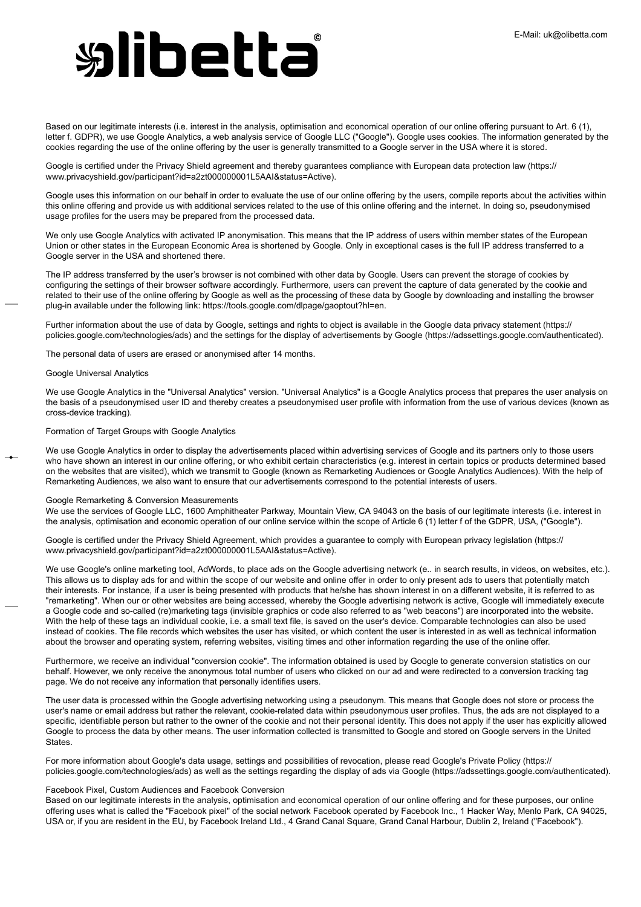Based on our legitimate interests (i.e. interest in the analysis, optimisation and economical operation of our online offering pursuant to Art. 6 (1), letter f. GDPR), we use Google Analytics, a web analysis service of Google LLC ("Google"). Google uses cookies. The information generated by the cookies regarding the use of the online offering by the user is generally transmitted to a Google server in the USA where it is stored.

Google is certified under the Privacy Shield agreement and thereby guarantees compliance with European data protection law (https://www.privacyshield.gov/participant?id=a2zt000000001L5AAI&status=Active).

Google uses this information on our behalf in order to evaluate the use of our online offering by the users, compile reports about the activities within this online offering and provide us with additional services related to the use of this online offering and the internet. In doing so, pseudonymised usage profiles for the users may be prepared from the processed data.

We only use Google Analytics with activated IP anonymisation. This means that the IP address of users within member states of the European Union or other states in the European Economic Area is shortened by Google. Only in exceptional cases is the full IP address transferred to a Google server in the USA and shortened there.

The IP address transferred by the user's browser is not combined with other data by Google. Users can prevent the storage of cookies by configuring the settings of their browser software accordingly. Furthermore, users can prevent the capture of data generated by the cookie and related to their use of the online offering by Google as well as the processing of these data by Google by downloading and installing the browser plug-in available under the following link: https://tools.google.com/dlpage/gaoptout?hl=en.

Further information about the use of data by Google, settings and rights to object is available in the Google data privacy statement (https://policies.google.com/technologies/ads) and the settings for the display of advertisements by Google (https://adssettings.google.com/authenticated).

The personal data of users are erased or anonymised after 14 months.

Google Universal Analytics

We use Google Analytics in the "Universal Analytics" version. "Universal Analytics" is a Google Analytics process that prepares the user analysis on the basis of a pseudonymised user ID and thereby creates a pseudonymised user profile with information from the use of various devices (known as cross-device tracking).

Formation of Target Groups with Google Analytics

We use Google Analytics in order to display the advertisements placed within advertising services of Google and its partners only to those users who have shown an interest in our online offering, or who exhibit certain characteristics (e.g. interest in certain topics or products determined based on the websites that are visited), which we transmit to Google (known as Remarketing Audiences or Google Analytics Audiences). With the help of Remarketing Audiences, we also want to ensure that our advertisements correspond to the potential interests of users.

Google Remarketing & Conversion Measurements
We use the services of Google LLC, 1600 Amphitheater Parkway, Mountain View, CA 94043 on the basis of our legitimate interests (i.e. interest in the analysis, optimisation and economic operation of our online service within the scope of Article 6 (1) letter f of the GDPR, USA, ("Google").

Google is certified under the Privacy Shield Agreement, which provides a guarantee to comply with European privacy legislation (https://www.privacyshield.gov/participant?id=a2zt000000001L5AAI&status=Active).

We use Google's online marketing tool, AdWords, to place ads on the Google advertising network (e.. in search results, in videos, on websites, etc.). This allows us to display ads for and within the scope of our website and online offer in order to only present ads to users that potentially match their interests. For instance, if a user is being presented with products that he/she has shown interest in on a different website, it is referred to as "remarketing". When our or other websites are being accessed, whereby the Google advertising network is active, Google will immediately execute a Google code and so-called (re)marketing tags (invisible graphics or code also referred to as "web beacons") are incorporated into the website. With the help of these tags an individual cookie, i.e. a small text file, is saved on the user's device. Comparable technologies can also be used instead of cookies. The file records which websites the user has visited, or which content the user is interested in as well as technical information about the browser and operating system, referring websites, visiting times and other information regarding the use of the online offer.

Furthermore, we receive an individual "conversion cookie". The information obtained is used by Google to generate conversion statistics on our behalf. However, we only receive the anonymous total number of users who clicked on our ad and were redirected to a conversion tracking tag page. We do not receive any information that personally identifies users.

The user data is processed within the Google advertising networking using a pseudonym. This means that Google does not store or process the user's name or email address but rather the relevant, cookie-related data within pseudonymous user profiles. Thus, the ads are not displayed to a specific, identifiable person but rather to the owner of the cookie and not their personal identity. This does not apply if the user has explicitly allowed Google to process the data by other means. The user information collected is transmitted to Google and stored on Google servers in the United States.

For more information about Google's data usage, settings and possibilities of revocation, please read Google's Private Policy (https://policies.google.com/technologies/ads) as well as the settings regarding the display of ads via Google (https://adssettings.google.com/authenticated).

Facebook Pixel, Custom Audiences and Facebook Conversion
Based on our legitimate interests in the analysis, optimisation and economical operation of our online offering and for these purposes, our online offering uses what is called the "Facebook pixel" of the social network Facebook operated by Facebook Inc., 1 Hacker Way, Menlo Park, CA 94025, USA or, if you are resident in the EU, by Facebook Ireland Ltd., 4 Grand Canal Square, Grand Canal Harbour, Dublin 2, Ireland ("Facebook").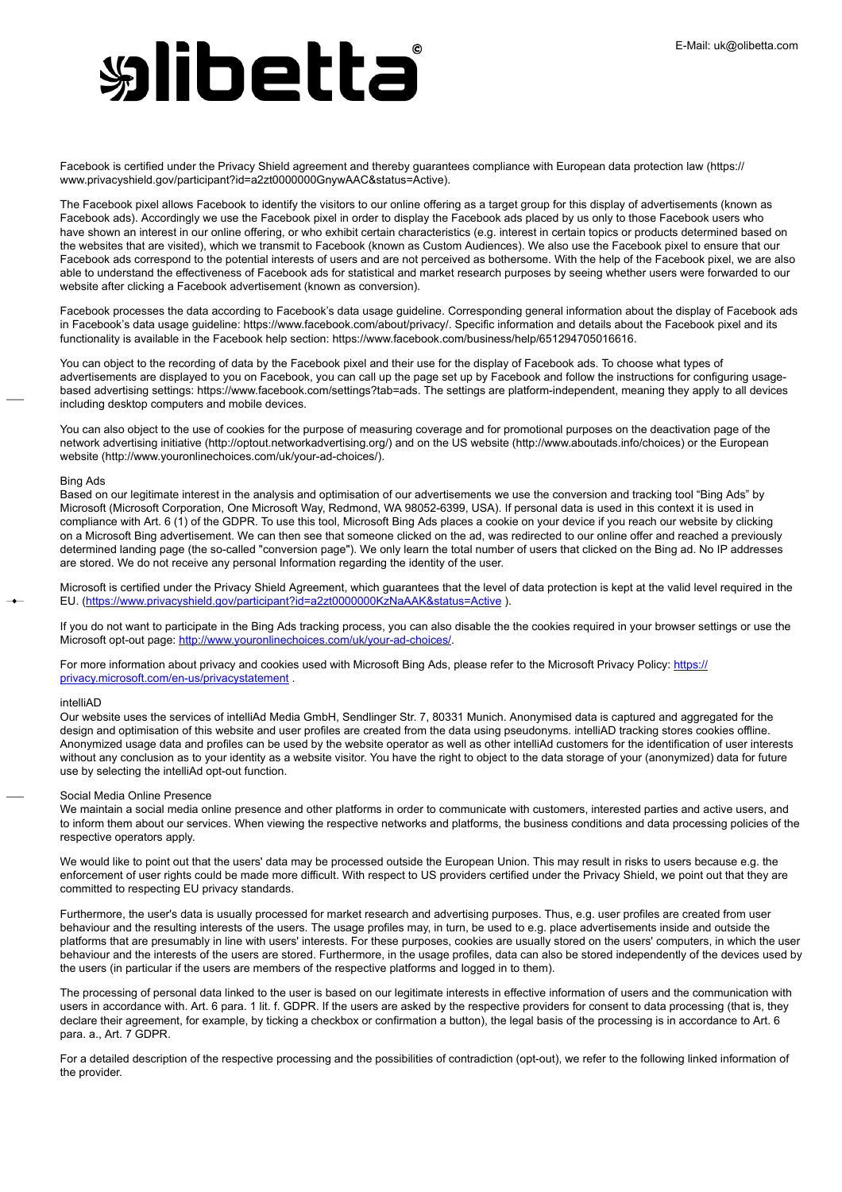Facebook is certified under the Privacy Shield agreement and thereby guarantees compliance with European data protection law (https://www.privacyshield.gov/participant?id=a2zt0000000GnywAAC&status=Active).

The Facebook pixel allows Facebook to identify the visitors to our online offering as a target group for this display of advertisements (known as Facebook ads). Accordingly we use the Facebook pixel in order to display the Facebook ads placed by us only to those Facebook users who have shown an interest in our online offering, or who exhibit certain characteristics (e.g. interest in certain topics or products determined based on the websites that are visited), which we transmit to Facebook (known as Custom Audiences). We also use the Facebook pixel to ensure that our Facebook ads correspond to the potential interests of users and are not perceived as bothersome. With the help of the Facebook pixel, we are also able to understand the effectiveness of Facebook ads for statistical and market research purposes by seeing whether users were forwarded to our website after clicking a Facebook advertisement (known as conversion).

Facebook processes the data according to Facebook's data usage guideline. Corresponding general information about the display of Facebook ads in Facebook's data usage guideline: https://www.facebook.com/about/privacy/. Specific information and details about the Facebook pixel and its functionality is available in the Facebook help section: https://www.facebook.com/business/help/651294705016616.

You can object to the recording of data by the Facebook pixel and their use for the display of Facebook ads. To choose what types of advertisements are displayed to you on Facebook, you can call up the page set up by Facebook and follow the instructions for configuring usage-based advertising settings: https://www.facebook.com/settings?tab=ads. The settings are platform-independent, meaning they apply to all devices including desktop computers and mobile devices.

You can also object to the use of cookies for the purpose of measuring coverage and for promotional purposes on the deactivation page of the network advertising initiative (http://optout.networkadvertising.org/) and on the US website (http://www.aboutads.info/choices) or the European website (http://www.youronlinechoices.com/uk/your-ad-choices/).

### Bing Ads

Based on our legitimate interest in the analysis and optimisation of our advertisements we use the conversion and tracking tool "Bing Ads" by Microsoft (Microsoft Corporation, One Microsoft Way, Redmond, WA 98052-6399, USA). If personal data is used in this context it is used in compliance with Art. 6 (1) of the GDPR. To use this tool, Microsoft Bing Ads places a cookie on your device if you reach our website by clicking on a Microsoft Bing advertisement. We can then see that someone clicked on the ad, was redirected to our online offer and reached a previously determined landing page (the so-called "conversion page"). We only learn the total number of users that clicked on the Bing ad. No IP addresses are stored. We do not receive any personal Information regarding the identity of the user.

Microsoft is certified under the Privacy Shield Agreement, which guarantees that the level of data protection is kept at the valid level required in the EU. ([https://www.privacyshield.gov/participant?id=a2zt0000000KzNaAAK&status=Active](https://www.privacyshield.gov/participant?id=a2zt0000000KzNaAAK&status=Active) ).

If you do not want to participate in the Bing Ads tracking process, you can also disable the the cookies required in your browser settings or use the Microsoft opt-out page: [http://www.youronlinechoices.com/uk/your-ad-choices/](http://www.youronlinechoices.com/uk/your-ad-choices/).

For more information about privacy and cookies used with Microsoft Bing Ads, please refer to the Microsoft Privacy Policy: [https://privacy.microsoft.com/en-us/privacystatement](https://privacy.microsoft.com/en-us/privacystatement) .

### intelliAD

Our website uses the services of intelliAd Media GmbH, Sendlinger Str. 7, 80331 Munich. Anonymised data is captured and aggregated for the design and optimisation of this website and user profiles are created from the data using pseudonyms. intelliAD tracking stores cookies offline. Anonymized usage data and profiles can be used by the website operator as well as other intelliAd customers for the identification of user interests without any conclusion as to your identity as a website visitor. You have the right to object to the data storage of your (anonymized) data for future use by selecting the intelliAd opt-out function.

### Social Media Online Presence

We maintain a social media online presence and other platforms in order to communicate with customers, interested parties and active users, and to inform them about our services. When viewing the respective networks and platforms, the business conditions and data processing policies of the respective operators apply.

We would like to point out that the users' data may be processed outside the European Union. This may result in risks to users because e.g. the enforcement of user rights could be made more difficult. With respect to US providers certified under the Privacy Shield, we point out that they are committed to respecting EU privacy standards.

Furthermore, the user's data is usually processed for market research and advertising purposes. Thus, e.g. user profiles are created from user behaviour and the resulting interests of the users. The usage profiles may, in turn, be used to e.g. place advertisements inside and outside the platforms that are presumably in line with users' interests. For these purposes, cookies are usually stored on the users' computers, in which the user behaviour and the interests of the users are stored. Furthermore, in the usage profiles, data can also be stored independently of the devices used by the users (in particular if the users are members of the respective platforms and logged in to them).

The processing of personal data linked to the user is based on our legitimate interests in effective information of users and the communication with users in accordance with. Art. 6 para. 1 lit. f. GDPR. If the users are asked by the respective providers for consent to data processing (that is, they declare their agreement, for example, by ticking a checkbox or confirmation a button), the legal basis of the processing is in accordance to Art. 6 para. a., Art. 7 GDPR.

For a detailed description of the respective processing and the possibilities of contradiction (opt-out), we refer to the following linked information of the provider.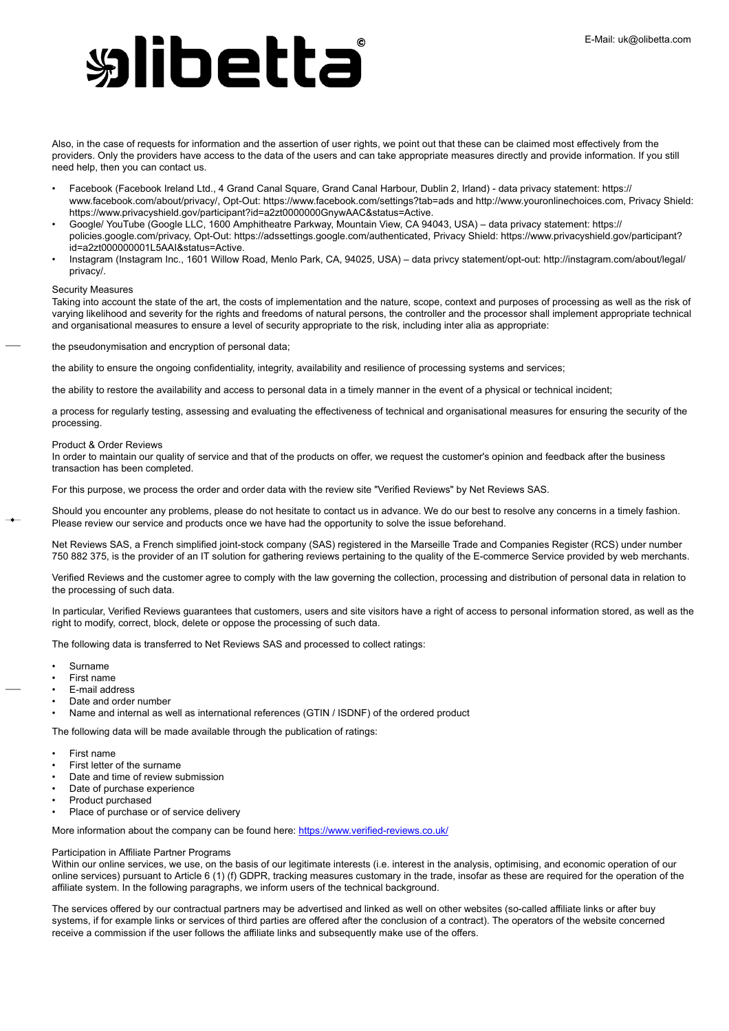Also, in the case of requests for information and the assertion of user rights, we point out that these can be claimed most effectively from the providers. Only the providers have access to the data of the users and can take appropriate measures directly and provide information. If you still need help, then you can contact us.

- Facebook (Facebook Ireland Ltd., 4 Grand Canal Square, Grand Canal Harbour, Dublin 2, Irland) - data privacy statement: https://www.facebook.com/about/privacy/, Opt-Out: https://www.facebook.com/settings?tab=ads and http://www.youronlinechoices.com, Privacy Shield: https://www.privacyshield.gov/participant?id=a2zt0000000GnywAAC&status=Active.
- Google/ YouTube (Google LLC, 1600 Amphitheatre Parkway, Mountain View, CA 94043, USA) – data privacy statement: https://policies.google.com/privacy, Opt-Out: https://adssettings.google.com/authenticated, Privacy Shield: https://www.privacyshield.gov/participant?id=a2zt000000001L5AAI&status=Active.
- Instagram (Instagram Inc., 1601 Willow Road, Menlo Park, CA, 94025, USA) – data privcy statement/opt-out: http://instagram.com/about/legal/privacy/.

Security Measures

Taking into account the state of the art, the costs of implementation and the nature, scope, context and purposes of processing as well as the risk of varying likelihood and severity for the rights and freedoms of natural persons, the controller and the processor shall implement appropriate technical and organisational measures to ensure a level of security appropriate to the risk, including inter alia as appropriate:

the pseudonymisation and encryption of personal data;

the ability to ensure the ongoing confidentiality, integrity, availability and resilience of processing systems and services;

the ability to restore the availability and access to personal data in a timely manner in the event of a physical or technical incident;

a process for regularly testing, assessing and evaluating the effectiveness of technical and organisational measures for ensuring the security of the processing.

Product & Order Reviews

In order to maintain our quality of service and that of the products on offer, we request the customer's opinion and feedback after the business transaction has been completed.

For this purpose, we process the order and order data with the review site "Verified Reviews" by Net Reviews SAS.

Should you encounter any problems, please do not hesitate to contact us in advance. We do our best to resolve any concerns in a timely fashion. Please review our service and products once we have had the opportunity to solve the issue beforehand.

Net Reviews SAS, a French simplified joint-stock company (SAS) registered in the Marseille Trade and Companies Register (RCS) under number 750 882 375, is the provider of an IT solution for gathering reviews pertaining to the quality of the E-commerce Service provided by web merchants.

Verified Reviews and the customer agree to comply with the law governing the collection, processing and distribution of personal data in relation to the processing of such data.

In particular, Verified Reviews guarantees that customers, users and site visitors have a right of access to personal information stored, as well as the right to modify, correct, block, delete or oppose the processing of such data.

The following data is transferred to Net Reviews SAS and processed to collect ratings:

- Surname
- First name
- E-mail address
- Date and order number
- Name and internal as well as international references (GTIN / ISDNF) of the ordered product

The following data will be made available through the publication of ratings:

- First name
- First letter of the surname
- Date and time of review submission
- Date of purchase experience
- Product purchased
- Place of purchase or of service delivery

More information about the company can be found here: https://www.verified-reviews.co.uk/

Participation in Affiliate Partner Programs

Within our online services, we use, on the basis of our legitimate interests (i.e. interest in the analysis, optimising, and economic operation of our online services) pursuant to Article 6 (1) (f) GDPR, tracking measures customary in the trade, insofar as these are required for the operation of the affiliate system. In the following paragraphs, we inform users of the technical background.

The services offered by our contractual partners may be advertised and linked as well on other websites (so-called affiliate links or after buy systems, if for example links or services of third parties are offered after the conclusion of a contract). The operators of the website concerned receive a commission if the user follows the affiliate links and subsequently make use of the offers.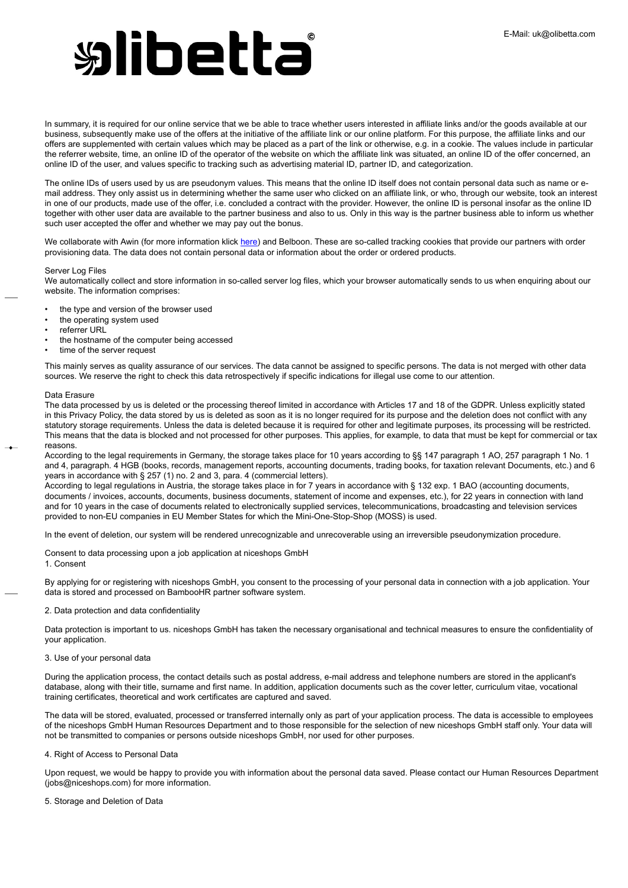In summary, it is required for our online service that we be able to trace whether users interested in affiliate links and/or the goods available at our business, subsequently make use of the offers at the initiative of the affiliate link or our online platform. For this purpose, the affiliate links and our offers are supplemented with certain values which may be placed as a part of the link or otherwise, e.g. in a cookie. The values include in particular the referrer website, time, an online ID of the operator of the website on which the affiliate link was situated, an online ID of the offer concerned, an online ID of the user, and values specific to tracking such as advertising material ID, partner ID, and categorization.

The online IDs of users used by us are pseudonym values. This means that the online ID itself does not contain personal data such as name or e-mail address. They only assist us in determining whether the same user who clicked on an affiliate link, or who, through our website, took an interest in one of our products, made use of the offer, i.e. concluded a contract with the provider. However, the online ID is personal insofar as the online ID together with other user data are available to the partner business and also to us. Only in this way is the partner business able to inform us whether such user accepted the offer and whether we may pay out the bonus.

We collaborate with Awin (for more information klick [here](here)) and Belboon. These are so-called tracking cookies that provide our partners with order provisioning data. The data does not contain personal data or information about the order or ordered products.

Server Log Files

We automatically collect and store information in so-called server log files, which your browser automatically sends to us when enquiring about our website. The information comprises:

- the type and version of the browser used
- the operating system used
- referrer URL
- the hostname of the computer being accessed
- time of the server request

This mainly serves as quality assurance of our services. The data cannot be assigned to specific persons. The data is not merged with other data sources. We reserve the right to check this data retrospectively if specific indications for illegal use come to our attention.

Data Erasure

The data processed by us is deleted or the processing thereof limited in accordance with Articles 17 and 18 of the GDPR. Unless explicitly stated in this Privacy Policy, the data stored by us is deleted as soon as it is no longer required for its purpose and the deletion does not conflict with any statutory storage requirements. Unless the data is deleted because it is required for other and legitimate purposes, its processing will be restricted. This means that the data is blocked and not processed for other purposes. This applies, for example, to data that must be kept for commercial or tax reasons.

According to the legal requirements in Germany, the storage takes place for 10 years according to §§ 147 paragraph 1 AO, 257 paragraph 1 No. 1 and 4, paragraph. 4 HGB (books, records, management reports, accounting documents, trading books, for taxation relevant Documents, etc.) and 6 years in accordance with § 257 (1) no. 2 and 3, para. 4 (commercial letters).

According to legal regulations in Austria, the storage takes place in for 7 years in accordance with § 132 exp. 1 BAO (accounting documents, documents / invoices, accounts, documents, business documents, statement of income and expenses, etc.), for 22 years in connection with land and for 10 years in the case of documents related to electronically supplied services, telecommunications, broadcasting and television services provided to non-EU companies in EU Member States for which the Mini-One-Stop-Shop (MOSS) is used.

In the event of deletion, our system will be rendered unrecognizable and unrecoverable using an irreversible pseudonymization procedure.

Consent to data processing upon a job application at niceshops GmbH

1. Consent

By applying for or registering with niceshops GmbH, you consent to the processing of your personal data in connection with a job application. Your data is stored and processed on BambooHR partner software system.

2. Data protection and data confidentiality

Data protection is important to us. niceshops GmbH has taken the necessary organisational and technical measures to ensure the confidentiality of your application.

3. Use of your personal data

During the application process, the contact details such as postal address, e-mail address and telephone numbers are stored in the applicant's database, along with their title, surname and first name. In addition, application documents such as the cover letter, curriculum vitae, vocational training certificates, theoretical and work certificates are captured and saved.

The data will be stored, evaluated, processed or transferred internally only as part of your application process. The data is accessible to employees of the niceshops GmbH Human Resources Department and to those responsible for the selection of new niceshops GmbH staff only. Your data will not be transmitted to companies or persons outside niceshops GmbH, nor used for other purposes.

4. Right of Access to Personal Data

Upon request, we would be happy to provide you with information about the personal data saved. Please contact our Human Resources Department (jobs@niceshops.com) for more information.

5. Storage and Deletion of Data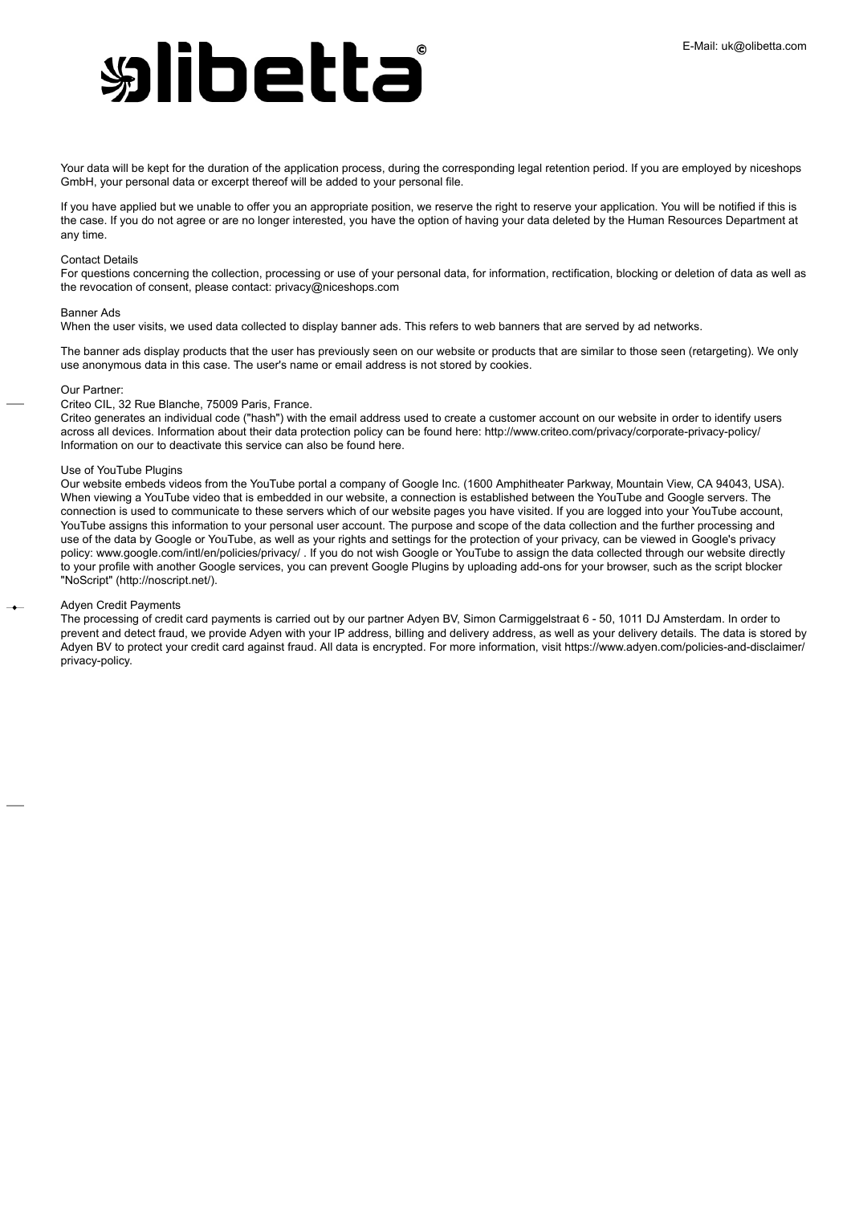Your data will be kept for the duration of the application process, during the corresponding legal retention period. If you are employed by niceshops GmbH, your personal data or excerpt thereof will be added to your personal file.

If you have applied but we unable to offer you an appropriate position, we reserve the right to reserve your application. You will be notified if this is the case. If you do not agree or are no longer interested, you have the option of having your data deleted by the Human Resources Department at any time.

Contact Details
For questions concerning the collection, processing or use of your personal data, for information, rectification, blocking or deletion of data as well as the revocation of consent, please contact: privacy@niceshops.com

Banner Ads
When the user visits, we used data collected to display banner ads. This refers to web banners that are served by ad networks.

The banner ads display products that the user has previously seen on our website or products that are similar to those seen (retargeting). We only use anonymous data in this case. The user's name or email address is not stored by cookies.

Our Partner:
Criteo CIL, 32 Rue Blanche, 75009 Paris, France.
Criteo generates an individual code ("hash") with the email address used to create a customer account on our website in order to identify users across all devices. Information about their data protection policy can be found here: http://www.criteo.com/privacy/corporate-privacy-policy/
Information on our to deactivate this service can also be found here.

Use of YouTube Plugins
Our website embeds videos from the YouTube portal a company of Google Inc. (1600 Amphitheater Parkway, Mountain View, CA 94043, USA). When viewing a YouTube video that is embedded in our website, a connection is established between the YouTube and Google servers. The connection is used to communicate to these servers which of our website pages you have visited. If you are logged into your YouTube account, YouTube assigns this information to your personal user account. The purpose and scope of the data collection and the further processing and use of the data by Google or YouTube, as well as your rights and settings for the protection of your privacy, can be viewed in Google's privacy policy: www.google.com/intl/en/policies/privacy/ . If you do not wish Google or YouTube to assign the data collected through our website directly to your profile with another Google services, you can prevent Google Plugins by uploading add-ons for your browser, such as the script blocker "NoScript" (http://noscript.net/).

Adyen Credit Payments
The processing of credit card payments is carried out by our partner Adyen BV, Simon Carmiggelstraat 6 - 50, 1011 DJ Amsterdam. In order to prevent and detect fraud, we provide Adyen with your IP address, billing and delivery address, as well as your delivery details. The data is stored by Adyen BV to protect your credit card against fraud. All data is encrypted. For more information, visit https://www.adyen.com/policies-and-disclaimer/privacy-policy.